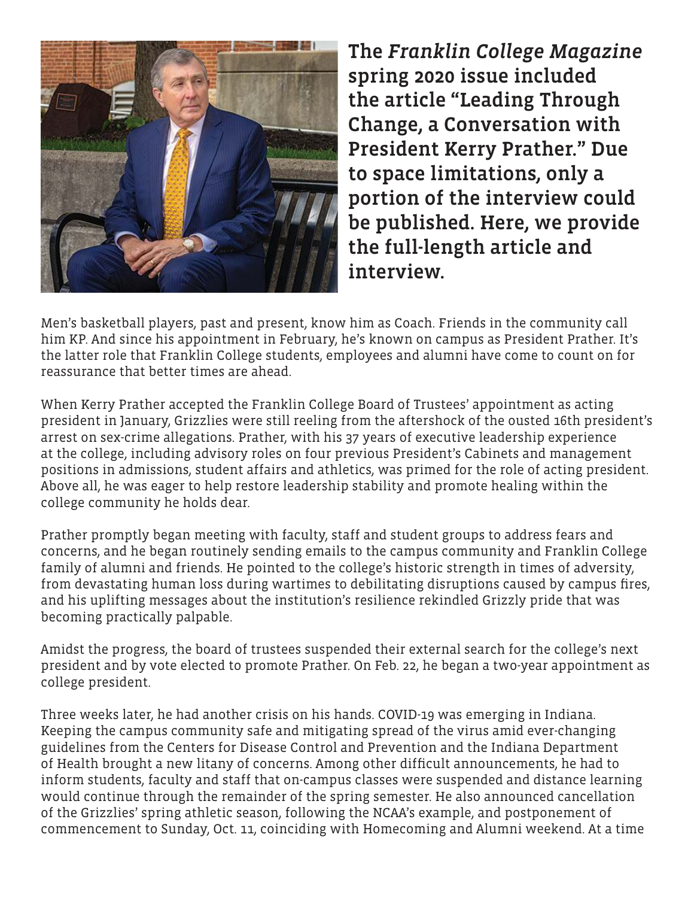**The *Franklin College Magazine* spring 2020 issue included the article "Leading Through Change, a Conversation with President Kerry Prather." Due to space limitations, only a portion of the interview could be published. Here, we provide the full-length article and interview.**

Men's basketball players, past and present, know him as Coach. Friends in the community call him KP. And since his appointment in February, he's known on campus as President Prather. It's the latter role that Franklin College students, employees and alumni have come to count on for reassurance that better times are ahead.

When Kerry Prather accepted the Franklin College Board of Trustees' appointment as acting president in January, Grizzlies were still reeling from the aftershock of the ousted 16th president's arrest on sex-crime allegations. Prather, with his 37 years of executive leadership experience at the college, including advisory roles on four previous President's Cabinets and management positions in admissions, student affairs and athletics, was primed for the role of acting president. Above all, he was eager to help restore leadership stability and promote healing within the college community he holds dear.

Prather promptly began meeting with faculty, staff and student groups to address fears and concerns, and he began routinely sending emails to the campus community and Franklin College family of alumni and friends. He pointed to the college's historic strength in times of adversity, from devastating human loss during wartimes to debilitating disruptions caused by campus fires, and his uplifting messages about the institution's resilience rekindled Grizzly pride that was becoming practically palpable.

Amidst the progress, the board of trustees suspended their external search for the college's next president and by vote elected to promote Prather. On Feb. 22, he began a two-year appointment as college president.

Three weeks later, he had another crisis on his hands. COVID-19 was emerging in Indiana. Keeping the campus community safe and mitigating spread of the virus amid ever-changing guidelines from the Centers for Disease Control and Prevention and the Indiana Department of Health brought a new litany of concerns. Among other difficult announcements, he had to inform students, faculty and staff that on-campus classes were suspended and distance learning would continue through the remainder of the spring semester. He also announced cancellation of the Grizzlies' spring athletic season, following the NCAA's example, and postponement of commencement to Sunday, Oct. 11, coinciding with Homecoming and Alumni weekend. At a time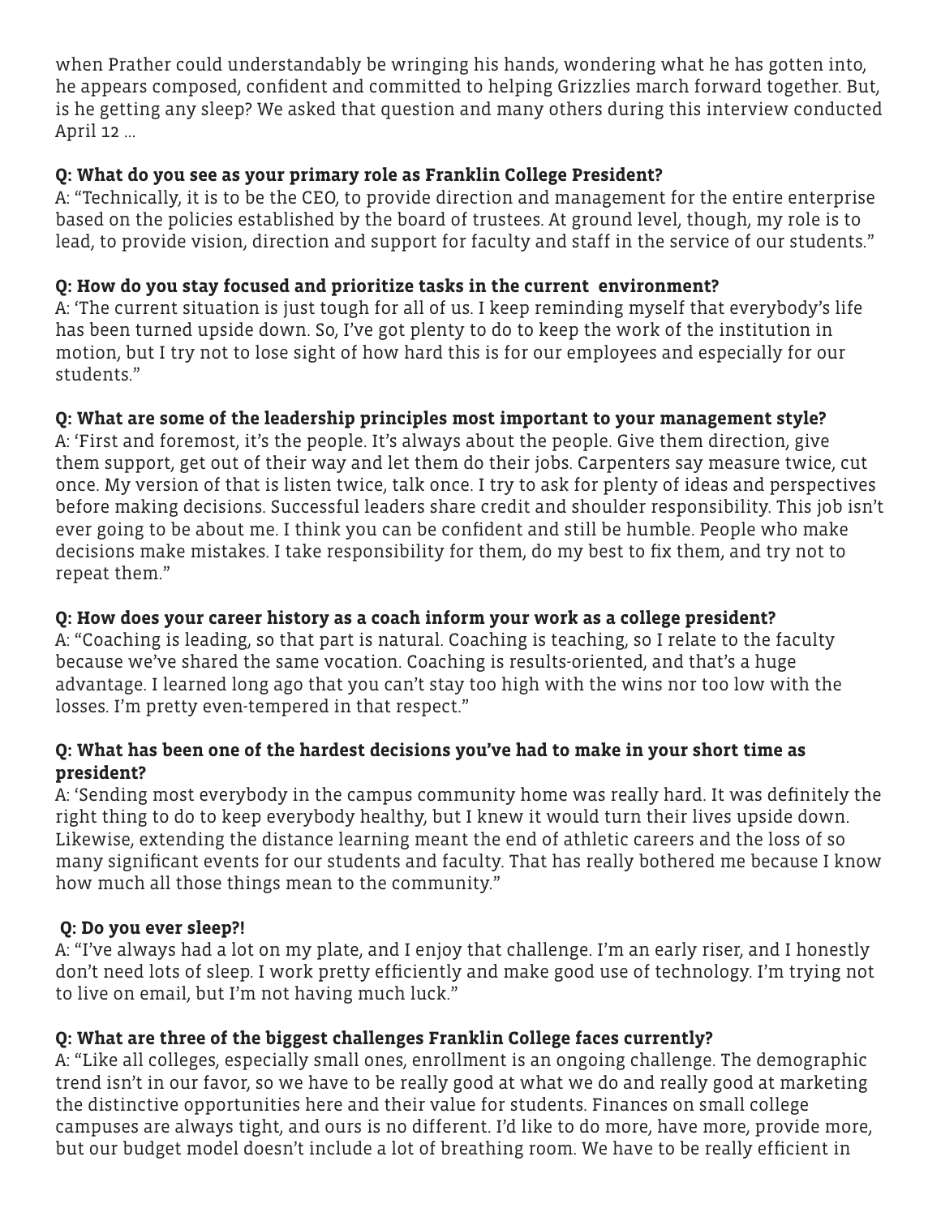when Prather could understandably be wringing his hands, wondering what he has gotten into, he appears composed, confident and committed to helping Grizzlies march forward together. But, is he getting any sleep? We asked that question and many others during this interview conducted April 12 ...

**Q: What do you see as your primary role as Franklin College President?**
A: "Technically, it is to be the CEO, to provide direction and management for the entire enterprise based on the policies established by the board of trustees. At ground level, though, my role is to lead, to provide vision, direction and support for faculty and staff in the service of our students."

**Q: How do you stay focused and prioritize tasks in the current environment?**
A: 'The current situation is just tough for all of us. I keep reminding myself that everybody's life has been turned upside down. So, I've got plenty to do to keep the work of the institution in motion, but I try not to lose sight of how hard this is for our employees and especially for our students."

**Q: What are some of the leadership principles most important to your management style?**
A: 'First and foremost, it's the people. It's always about the people. Give them direction, give them support, get out of their way and let them do their jobs. Carpenters say measure twice, cut once. My version of that is listen twice, talk once. I try to ask for plenty of ideas and perspectives before making decisions. Successful leaders share credit and shoulder responsibility. This job isn't ever going to be about me. I think you can be confident and still be humble. People who make decisions make mistakes. I take responsibility for them, do my best to fix them, and try not to repeat them."

**Q: How does your career history as a coach inform your work as a college president?**
A: "Coaching is leading, so that part is natural. Coaching is teaching, so I relate to the faculty because we've shared the same vocation. Coaching is results-oriented, and that's a huge advantage. I learned long ago that you can't stay too high with the wins nor too low with the losses. I'm pretty even-tempered in that respect."

**Q: What has been one of the hardest decisions you've had to make in your short time as president?**
A: 'Sending most everybody in the campus community home was really hard. It was definitely the right thing to do to keep everybody healthy, but I knew it would turn their lives upside down. Likewise, extending the distance learning meant the end of athletic careers and the loss of so many significant events for our students and faculty. That has really bothered me because I know how much all those things mean to the community."

**Q: Do you ever sleep?!**
A: "I've always had a lot on my plate, and I enjoy that challenge. I'm an early riser, and I honestly don't need lots of sleep. I work pretty efficiently and make good use of technology. I'm trying not to live on email, but I'm not having much luck."

**Q: What are three of the biggest challenges Franklin College faces currently?**
A: "Like all colleges, especially small ones, enrollment is an ongoing challenge. The demographic trend isn't in our favor, so we have to be really good at what we do and really good at marketing the distinctive opportunities here and their value for students. Finances on small college campuses are always tight, and ours is no different. I'd like to do more, have more, provide more, but our budget model doesn't include a lot of breathing room. We have to be really efficient in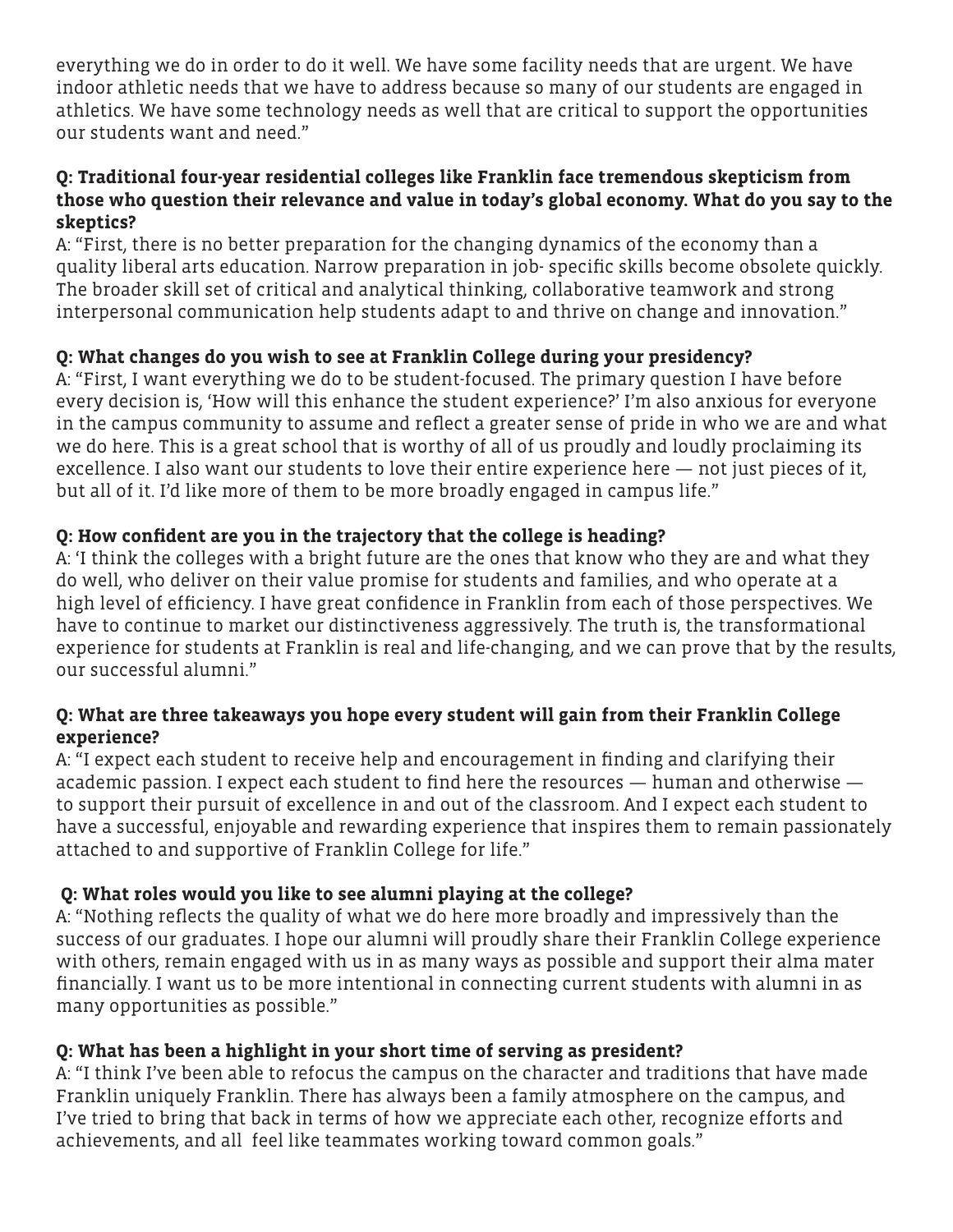everything we do in order to do it well. We have some facility needs that are urgent. We have indoor athletic needs that we have to address because so many of our students are engaged in athletics. We have some technology needs as well that are critical to support the opportunities our students want and need."

**Q: Traditional four-year residential colleges like Franklin face tremendous skepticism from those who question their relevance and value in today's global economy. What do you say to the skeptics?**

A: "First, there is no better preparation for the changing dynamics of the economy than a quality liberal arts education. Narrow preparation in job- specific skills become obsolete quickly. The broader skill set of critical and analytical thinking, collaborative teamwork and strong interpersonal communication help students adapt to and thrive on change and innovation."

**Q: What changes do you wish to see at Franklin College during your presidency?**

A: "First, I want everything we do to be student-focused. The primary question I have before every decision is, 'How will this enhance the student experience?' I'm also anxious for everyone in the campus community to assume and reflect a greater sense of pride in who we are and what we do here. This is a great school that is worthy of all of us proudly and loudly proclaiming its excellence. I also want our students to love their entire experience here — not just pieces of it, but all of it. I'd like more of them to be more broadly engaged in campus life."

**Q: How confident are you in the trajectory that the college is heading?**

A: 'I think the colleges with a bright future are the ones that know who they are and what they do well, who deliver on their value promise for students and families, and who operate at a high level of efficiency. I have great confidence in Franklin from each of those perspectives. We have to continue to market our distinctiveness aggressively. The truth is, the transformational experience for students at Franklin is real and life-changing, and we can prove that by the results, our successful alumni."

**Q: What are three takeaways you hope every student will gain from their Franklin College experience?**

A: "I expect each student to receive help and encouragement in finding and clarifying their academic passion. I expect each student to find here the resources — human and otherwise — to support their pursuit of excellence in and out of the classroom. And I expect each student to have a successful, enjoyable and rewarding experience that inspires them to remain passionately attached to and supportive of Franklin College for life."

**Q: What roles would you like to see alumni playing at the college?**

A: "Nothing reflects the quality of what we do here more broadly and impressively than the success of our graduates. I hope our alumni will proudly share their Franklin College experience with others, remain engaged with us in as many ways as possible and support their alma mater financially. I want us to be more intentional in connecting current students with alumni in as many opportunities as possible."

**Q: What has been a highlight in your short time of serving as president?**

A: "I think I've been able to refocus the campus on the character and traditions that have made Franklin uniquely Franklin. There has always been a family atmosphere on the campus, and I've tried to bring that back in terms of how we appreciate each other, recognize efforts and achievements, and all feel like teammates working toward common goals."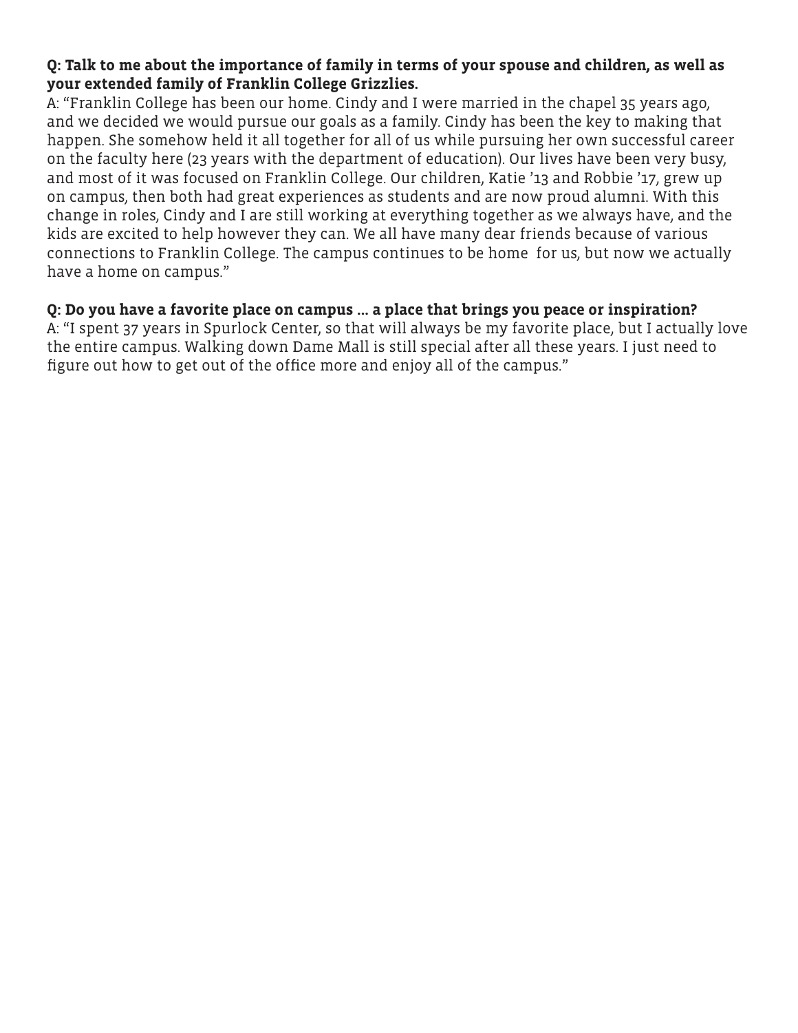**Q: Talk to me about the importance of family in terms of your spouse and children, as well as your extended family of Franklin College Grizzlies.**

A: "Franklin College has been our home. Cindy and I were married in the chapel 35 years ago, and we decided we would pursue our goals as a family. Cindy has been the key to making that happen. She somehow held it all together for all of us while pursuing her own successful career on the faculty here (23 years with the department of education). Our lives have been very busy, and most of it was focused on Franklin College. Our children, Katie '13 and Robbie '17, grew up on campus, then both had great experiences as students and are now proud alumni. With this change in roles, Cindy and I are still working at everything together as we always have, and the kids are excited to help however they can. We all have many dear friends because of various connections to Franklin College. The campus continues to be home for us, but now we actually have a home on campus."

**Q: Do you have a favorite place on campus … a place that brings you peace or inspiration?**

A: "I spent 37 years in Spurlock Center, so that will always be my favorite place, but I actually love the entire campus. Walking down Dame Mall is still special after all these years. I just need to figure out how to get out of the office more and enjoy all of the campus."